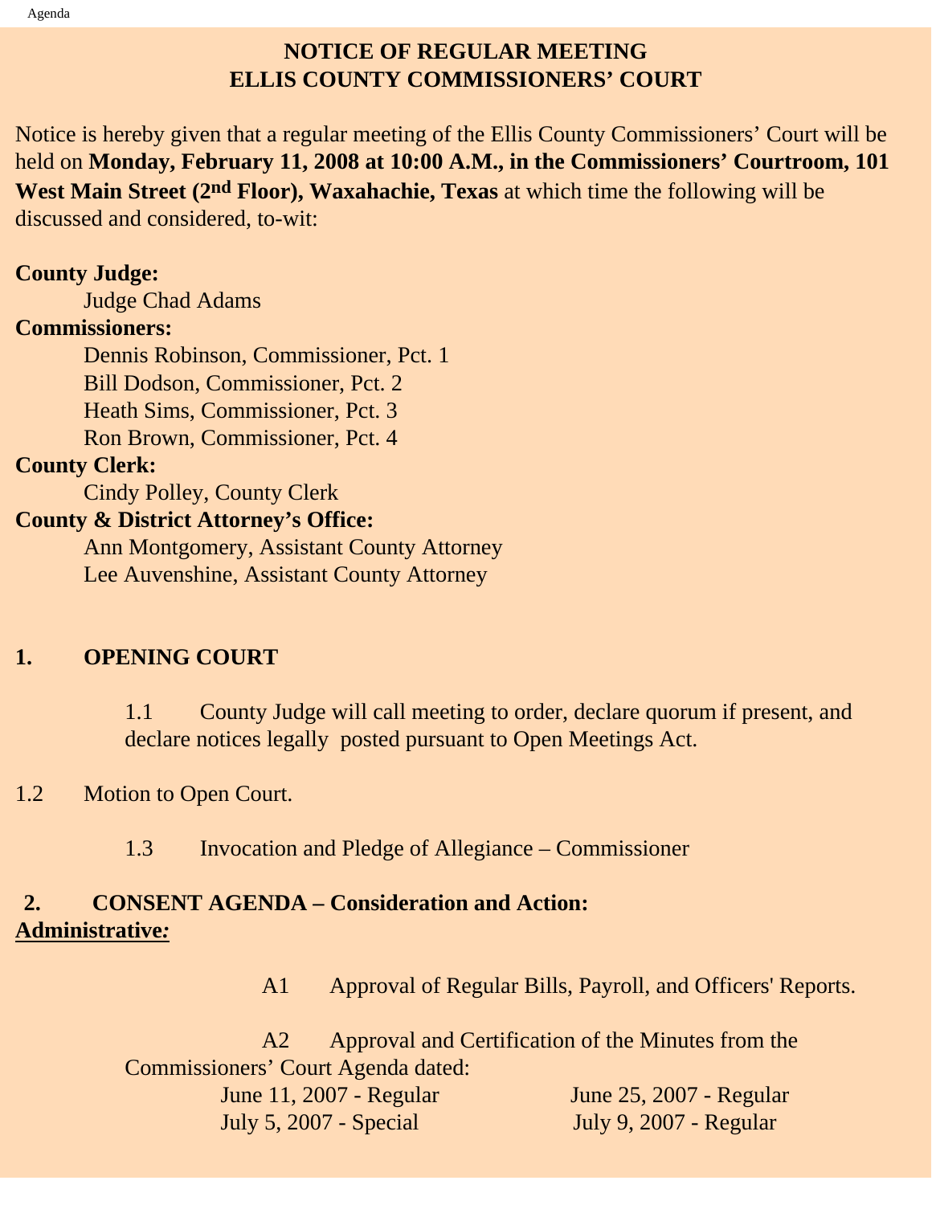# NOTICE OF REGULAR MEETING
# ELLIS COUNTY COMMISSIONERS' COURT

Notice is hereby given that a regular meeting of the Ellis County Commissioners' Court will be held on **Monday, February 11, 2008 at 10:00 A.M., in the Commissioners' Courtroom, 101 West Main Street (2nd Floor), Waxahachie, Texas** at which time the following will be discussed and considered, to-wit:

**County Judge:**

Judge Chad Adams

**Commissioners:**

Dennis Robinson, Commissioner, Pct. 1
Bill Dodson, Commissioner, Pct. 2
Heath Sims, Commissioner, Pct. 3
Ron Brown, Commissioner, Pct. 4

**County Clerk:**

Cindy Polley, County Clerk

**County & District Attorney's Office:**

Ann Montgomery, Assistant County Attorney
Lee Auvenshine, Assistant County Attorney

## 1. OPENING COURT

1.1 County Judge will call meeting to order, declare quorum if present, and declare notices legally posted pursuant to Open Meetings Act.

1.2 Motion to Open Court.

1.3 Invocation and Pledge of Allegiance – Commissioner

## 2. CONSENT AGENDA – Consideration and Action:

**Administrative:**

A1 Approval of Regular Bills, Payroll, and Officers' Reports.

A2 Approval and Certification of the Minutes from the Commissioners' Court Agenda dated:

June 11, 2007 - Regular
June 25, 2007 - Regular
July 5, 2007 - Special
July 9, 2007 - Regular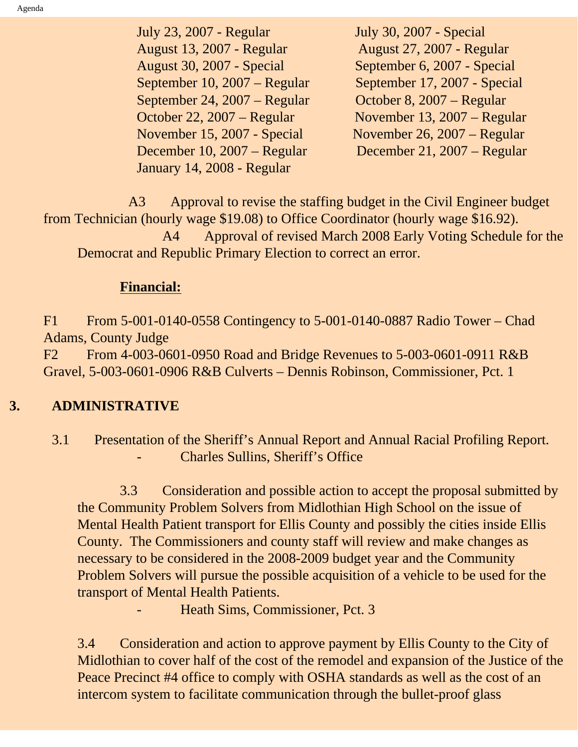| | |
|---|---|
| July 23, 2007 - Regular | July 30, 2007 - Special |
| August 13, 2007 - Regular | August 27, 2007 - Regular |
| August 30, 2007 - Special | September 6, 2007 - Special |
| September 10, 2007 – Regular | September 17, 2007 - Special |
| September 24, 2007 – Regular | October 8, 2007 – Regular |
| October 22, 2007 – Regular | November 13, 2007 – Regular |
| November 15, 2007 - Special | November 26, 2007 – Regular |
| December 10, 2007 – Regular | December 21, 2007 – Regular |
| January 14, 2008 - Regular | |

A3 Approval to revise the staffing budget in the Civil Engineer budget from Technician (hourly wage $19.08) to Office Coordinator (hourly wage $16.92).

A4 Approval of revised March 2008 Early Voting Schedule for the Democrat and Republic Primary Election to correct an error.

**Financial:**

F1 From 5-001-0140-0558 Contingency to 5-001-0140-0887 Radio Tower – Chad Adams, County Judge

F2 From 4-003-0601-0950 Road and Bridge Revenues to 5-003-0601-0911 R&B Gravel, 5-003-0601-0906 R&B Culverts – Dennis Robinson, Commissioner, Pct. 1

## 3. ADMINISTRATIVE

3.1 Presentation of the Sheriff's Annual Report and Annual Racial Profiling Report.

- Charles Sullins, Sheriff's Office

3.3 Consideration and possible action to accept the proposal submitted by the Community Problem Solvers from Midlothian High School on the issue of Mental Health Patient transport for Ellis County and possibly the cities inside Ellis County. The Commissioners and county staff will review and make changes as necessary to be considered in the 2008-2009 budget year and the Community Problem Solvers will pursue the possible acquisition of a vehicle to be used for the transport of Mental Health Patients.

- Heath Sims, Commissioner, Pct. 3

3.4 Consideration and action to approve payment by Ellis County to the City of Midlothian to cover half of the cost of the remodel and expansion of the Justice of the Peace Precinct #4 office to comply with OSHA standards as well as the cost of an intercom system to facilitate communication through the bullet-proof glass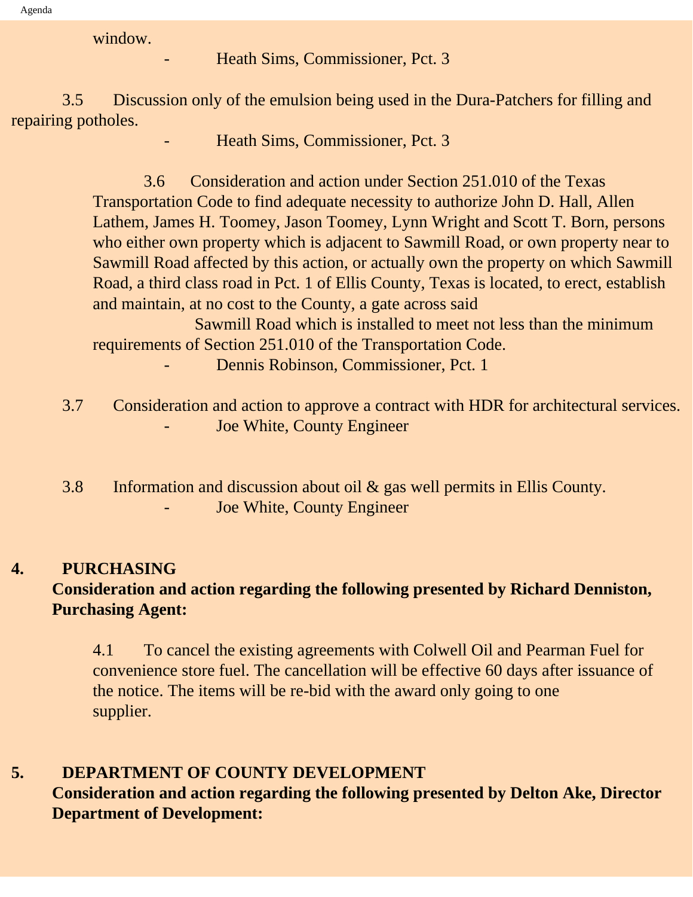window.

- Heath Sims, Commissioner, Pct. 3

3.5 Discussion only of the emulsion being used in the Dura-Patchers for filling and repairing potholes.

- Heath Sims, Commissioner, Pct. 3

3.6 Consideration and action under Section 251.010 of the Texas Transportation Code to find adequate necessity to authorize John D. Hall, Allen Lathem, James H. Toomey, Jason Toomey, Lynn Wright and Scott T. Born, persons who either own property which is adjacent to Sawmill Road, or own property near to Sawmill Road affected by this action, or actually own the property on which Sawmill Road, a third class road in Pct. 1 of Ellis County, Texas is located, to erect, establish and maintain, at no cost to the County, a gate across said Sawmill Road which is installed to meet not less than the minimum requirements of Section 251.010 of the Transportation Code.

- Dennis Robinson, Commissioner, Pct. 1

3.7 Consideration and action to approve a contract with HDR for architectural services.

- Joe White, County Engineer

3.8 Information and discussion about oil & gas well permits in Ellis County.

- Joe White, County Engineer

## 4. PURCHASING

**Consideration and action regarding the following presented by Richard Denniston, Purchasing Agent:**

4.1 To cancel the existing agreements with Colwell Oil and Pearman Fuel for convenience store fuel. The cancellation will be effective 60 days after issuance of the notice. The items will be re-bid with the award only going to one supplier.

## 5. DEPARTMENT OF COUNTY DEVELOPMENT

**Consideration and action regarding the following presented by Delton Ake, Director Department of Development:**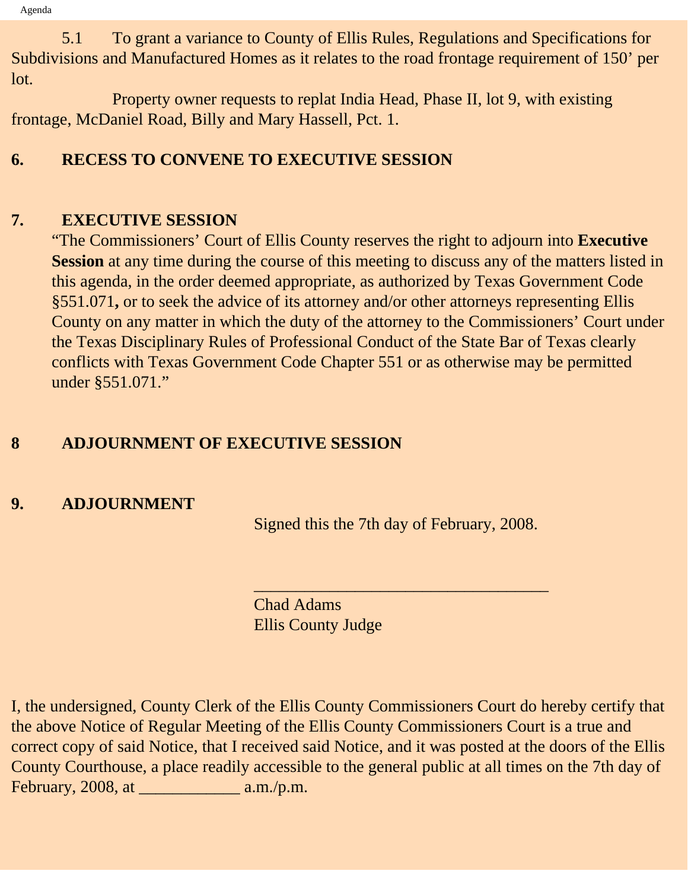5.1 To grant a variance to County of Ellis Rules, Regulations and Specifications for Subdivisions and Manufactured Homes as it relates to the road frontage requirement of 150' per lot.

Property owner requests to replat India Head, Phase II, lot 9, with existing frontage, McDaniel Road, Billy and Mary Hassell, Pct. 1.

**6. RECESS TO CONVENE TO EXECUTIVE SESSION**

**7. EXECUTIVE SESSION**

"The Commissioners' Court of Ellis County reserves the right to adjourn into **Executive Session** at any time during the course of this meeting to discuss any of the matters listed in this agenda, in the order deemed appropriate, as authorized by Texas Government Code §551.071**,** or to seek the advice of its attorney and/or other attorneys representing Ellis County on any matter in which the duty of the attorney to the Commissioners' Court under the Texas Disciplinary Rules of Professional Conduct of the State Bar of Texas clearly conflicts with Texas Government Code Chapter 551 or as otherwise may be permitted under §551.071."

**8 ADJOURNMENT OF EXECUTIVE SESSION**

**9. ADJOURNMENT**

Signed this the 7th day of February, 2008.

___________________________________

Chad Adams
Ellis County Judge

I, the undersigned, County Clerk of the Ellis County Commissioners Court do hereby certify that the above Notice of Regular Meeting of the Ellis County Commissioners Court is a true and correct copy of said Notice, that I received said Notice, and it was posted at the doors of the Ellis County Courthouse, a place readily accessible to the general public at all times on the 7th day of February, 2008, at ____________ a.m./p.m.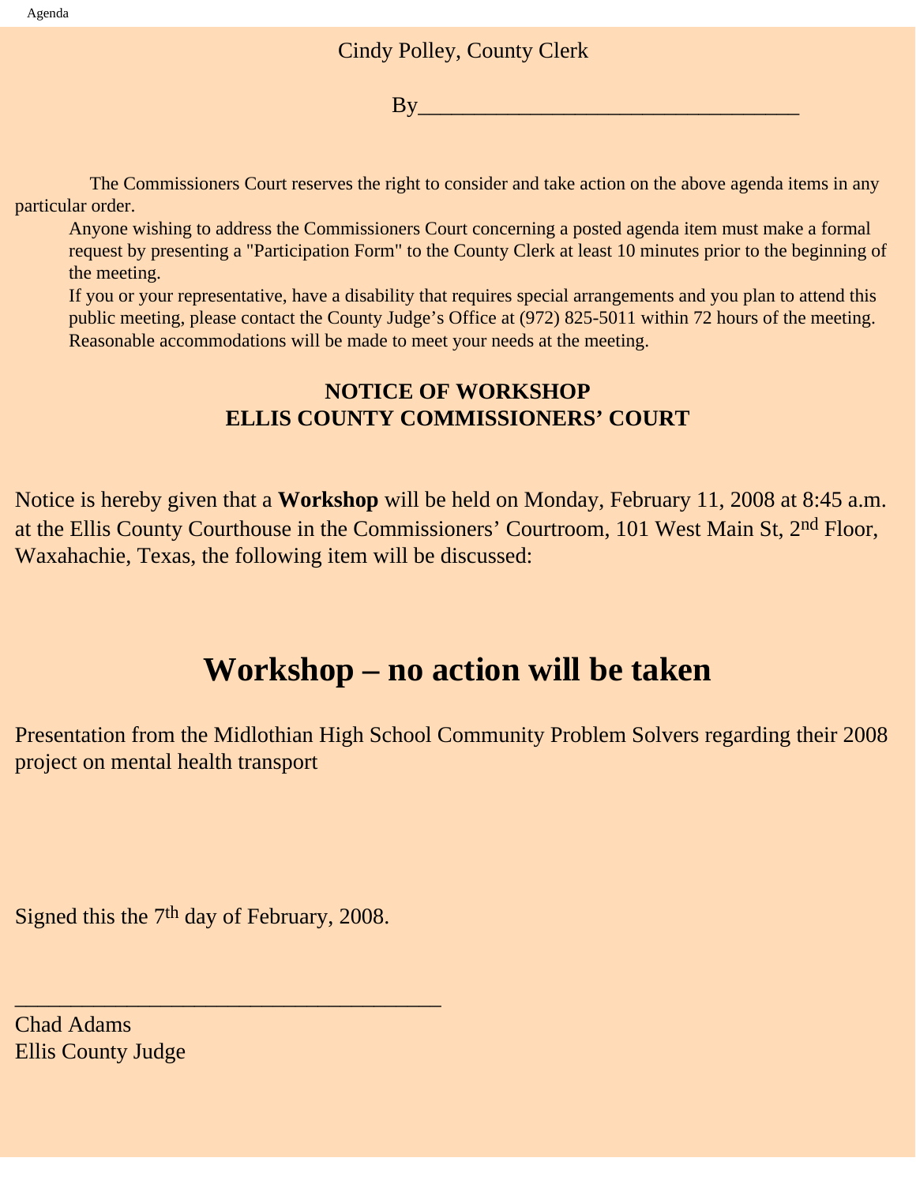Cindy Polley, County Clerk

By_________________________________

The Commissioners Court reserves the right to consider and take action on the above agenda items in any particular order.

Anyone wishing to address the Commissioners Court concerning a posted agenda item must make a formal request by presenting a "Participation Form" to the County Clerk at least 10 minutes prior to the beginning of the meeting.

If you or your representative, have a disability that requires special arrangements and you plan to attend this public meeting, please contact the County Judge's Office at (972) 825-5011 within 72 hours of the meeting. Reasonable accommodations will be made to meet your needs at the meeting.

## NOTICE OF WORKSHOP
## ELLIS COUNTY COMMISSIONERS' COURT

Notice is hereby given that a **Workshop** will be held on Monday, February 11, 2008 at 8:45 a.m. at the Ellis County Courthouse in the Commissioners' Courtroom, 101 West Main St, 2nd Floor, Waxahachie, Texas, the following item will be discussed:

# Workshop – no action will be taken

Presentation from the Midlothian High School Community Problem Solvers regarding their 2008 project on mental health transport

Signed this the 7th day of February, 2008.

_____________________________________

Chad Adams
Ellis County Judge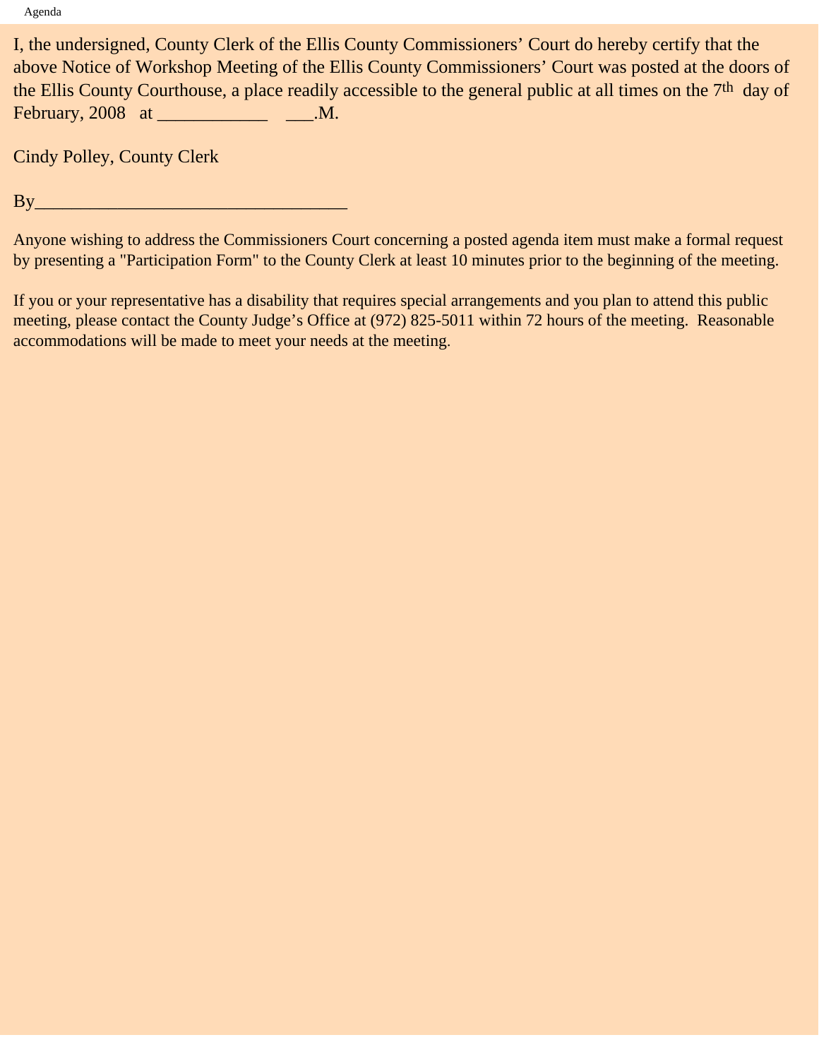I, the undersigned, County Clerk of the Ellis County Commissioners' Court do hereby certify that the above Notice of Workshop Meeting of the Ellis County Commissioners' Court was posted at the doors of the Ellis County Courthouse, a place readily accessible to the general public at all times on the 7th day of February, 2008 at ____________ ___.M.

Cindy Polley, County Clerk

By__________________________________

Anyone wishing to address the Commissioners Court concerning a posted agenda item must make a formal request by presenting a "Participation Form" to the County Clerk at least 10 minutes prior to the beginning of the meeting.

If you or your representative has a disability that requires special arrangements and you plan to attend this public meeting, please contact the County Judge's Office at (972) 825-5011 within 72 hours of the meeting. Reasonable accommodations will be made to meet your needs at the meeting.